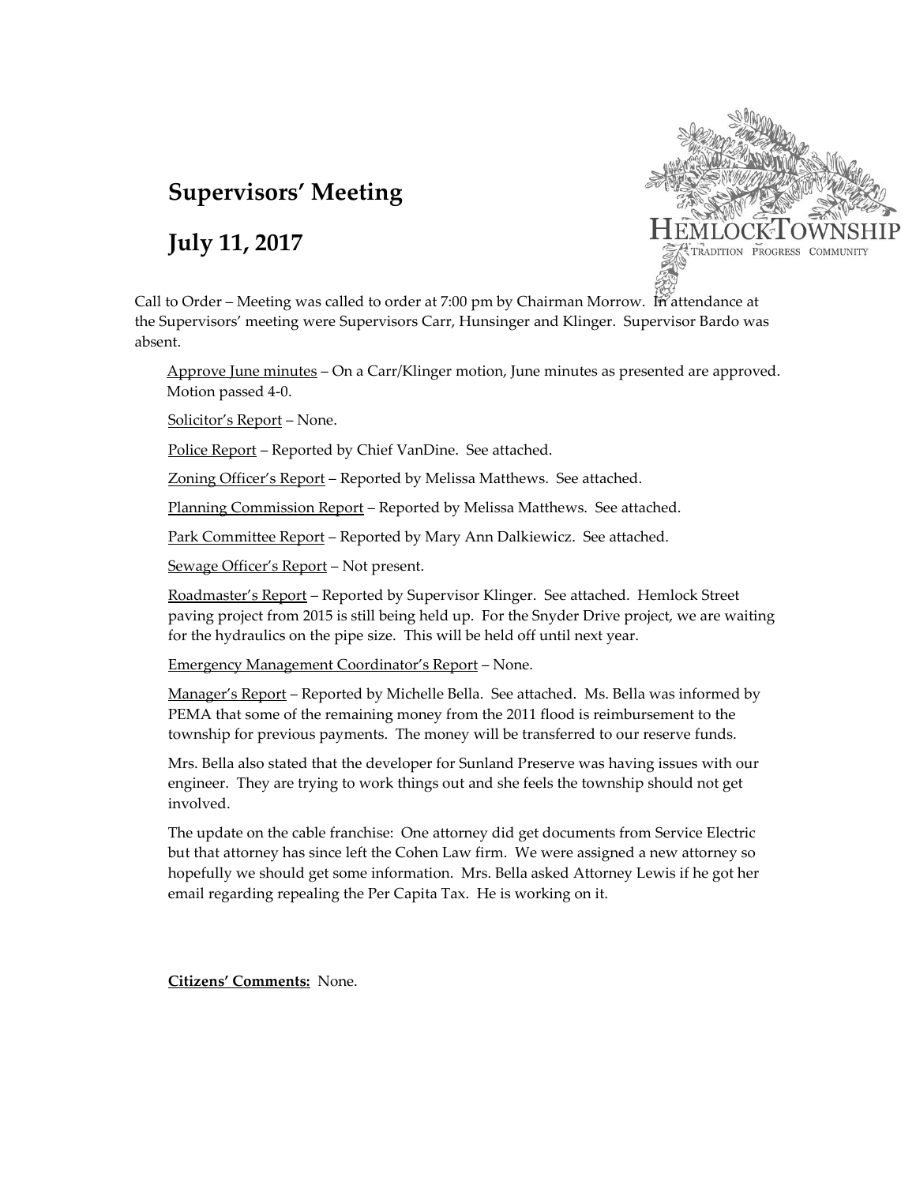# Supervisors' Meeting

# July 11, 2017

Call to Order – Meeting was called to order at 7:00 pm by Chairman Morrow. In attendance at the Supervisors' meeting were Supervisors Carr, Hunsinger and Klinger. Supervisor Bardo was absent.

<u>Approve June minutes</u> – On a Carr/Klinger motion, June minutes as presented are approved. Motion passed 4-0.

<u>Solicitor's Report</u> – None.

<u>Police Report</u> – Reported by Chief VanDine. See attached.

<u>Zoning Officer's Report</u> – Reported by Melissa Matthews. See attached.

<u>Planning Commission Report</u> – Reported by Melissa Matthews. See attached.

<u>Park Committee Report</u> – Reported by Mary Ann Dalkiewicz. See attached.

<u>Sewage Officer's Report</u> – Not present.

<u>Roadmaster's Report</u> – Reported by Supervisor Klinger. See attached. Hemlock Street paving project from 2015 is still being held up. For the Snyder Drive project, we are waiting for the hydraulics on the pipe size. This will be held off until next year.

<u>Emergency Management Coordinator's Report</u> – None.

<u>Manager's Report</u> – Reported by Michelle Bella. See attached. Ms. Bella was informed by PEMA that some of the remaining money from the 2011 flood is reimbursement to the township for previous payments. The money will be transferred to our reserve funds.

Mrs. Bella also stated that the developer for Sunland Preserve was having issues with our engineer. They are trying to work things out and she feels the township should not get involved.

The update on the cable franchise: One attorney did get documents from Service Electric but that attorney has since left the Cohen Law firm. We were assigned a new attorney so hopefully we should get some information. Mrs. Bella asked Attorney Lewis if he got her email regarding repealing the Per Capita Tax. He is working on it.

**<u>Citizens' Comments:</u>** None.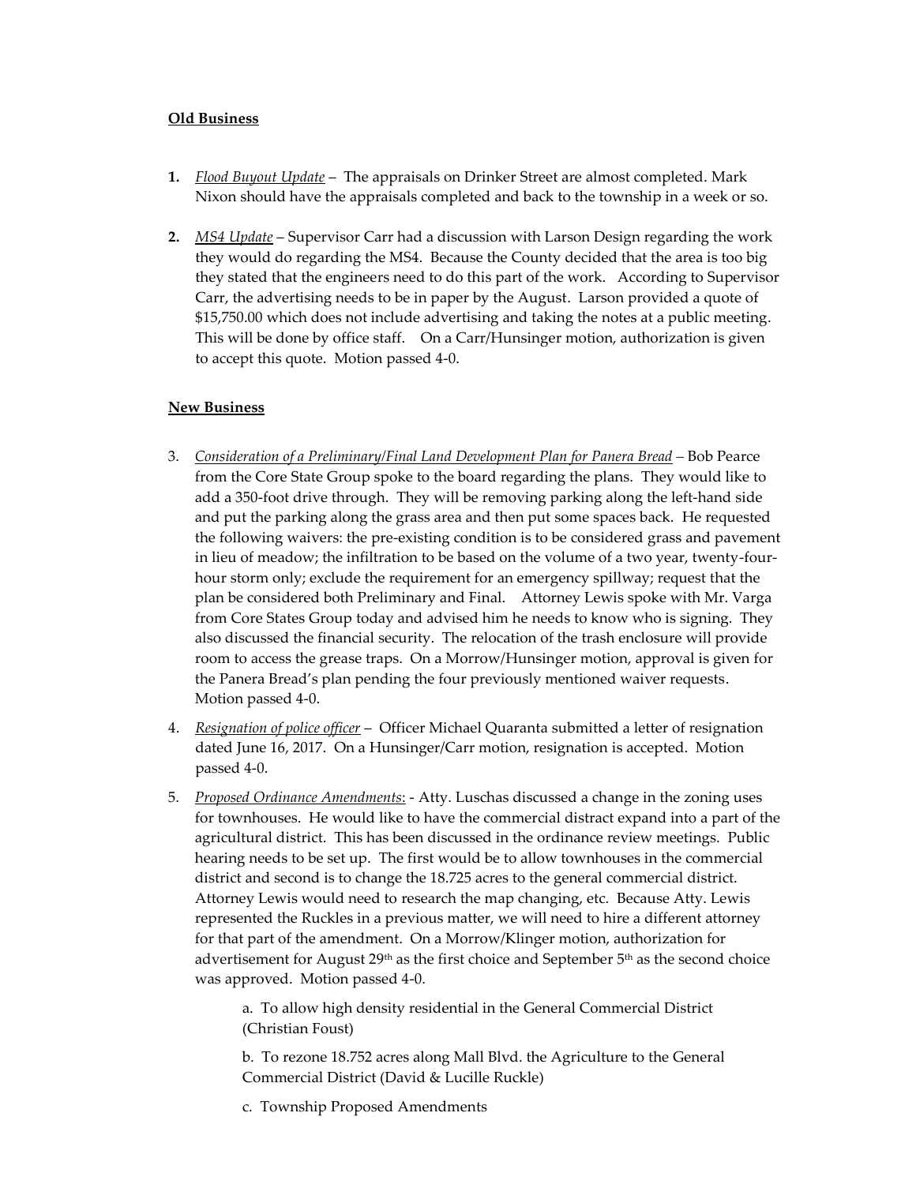**Old Business**

1. *Flood Buyout Update* – The appraisals on Drinker Street are almost completed. Mark Nixon should have the appraisals completed and back to the township in a week or so.

2. *MS4 Update* – Supervisor Carr had a discussion with Larson Design regarding the work they would do regarding the MS4. Because the County decided that the area is too big they stated that the engineers need to do this part of the work. According to Supervisor Carr, the advertising needs to be in paper by the August. Larson provided a quote of $15,750.00 which does not include advertising and taking the notes at a public meeting. This will be done by office staff. On a Carr/Hunsinger motion, authorization is given to accept this quote. Motion passed 4-0.

**New Business**

3. *Consideration of a Preliminary/Final Land Development Plan for Panera Bread* – Bob Pearce from the Core State Group spoke to the board regarding the plans. They would like to add a 350-foot drive through. They will be removing parking along the left-hand side and put the parking along the grass area and then put some spaces back. He requested the following waivers: the pre-existing condition is to be considered grass and pavement in lieu of meadow; the infiltration to be based on the volume of a two year, twenty-four-hour storm only; exclude the requirement for an emergency spillway; request that the plan be considered both Preliminary and Final. Attorney Lewis spoke with Mr. Varga from Core States Group today and advised him he needs to know who is signing. They also discussed the financial security. The relocation of the trash enclosure will provide room to access the grease traps. On a Morrow/Hunsinger motion, approval is given for the Panera Bread's plan pending the four previously mentioned waiver requests. Motion passed 4-0.

4. *Resignation of police officer* – Officer Michael Quaranta submitted a letter of resignation dated June 16, 2017. On a Hunsinger/Carr motion, resignation is accepted. Motion passed 4-0.

5. *Proposed Ordinance Amendments*: - Atty. Luschas discussed a change in the zoning uses for townhouses. He would like to have the commercial distract expand into a part of the agricultural district. This has been discussed in the ordinance review meetings. Public hearing needs to be set up. The first would be to allow townhouses in the commercial district and second is to change the 18.725 acres to the general commercial district. Attorney Lewis would need to research the map changing, etc. Because Atty. Lewis represented the Ruckles in a previous matter, we will need to hire a different attorney for that part of the amendment. On a Morrow/Klinger motion, authorization for advertisement for August 29th as the first choice and September 5th as the second choice was approved. Motion passed 4-0.

   a. To allow high density residential in the General Commercial District (Christian Foust)

   b. To rezone 18.752 acres along Mall Blvd. the Agriculture to the General Commercial District (David & Lucille Ruckle)

   c. Township Proposed Amendments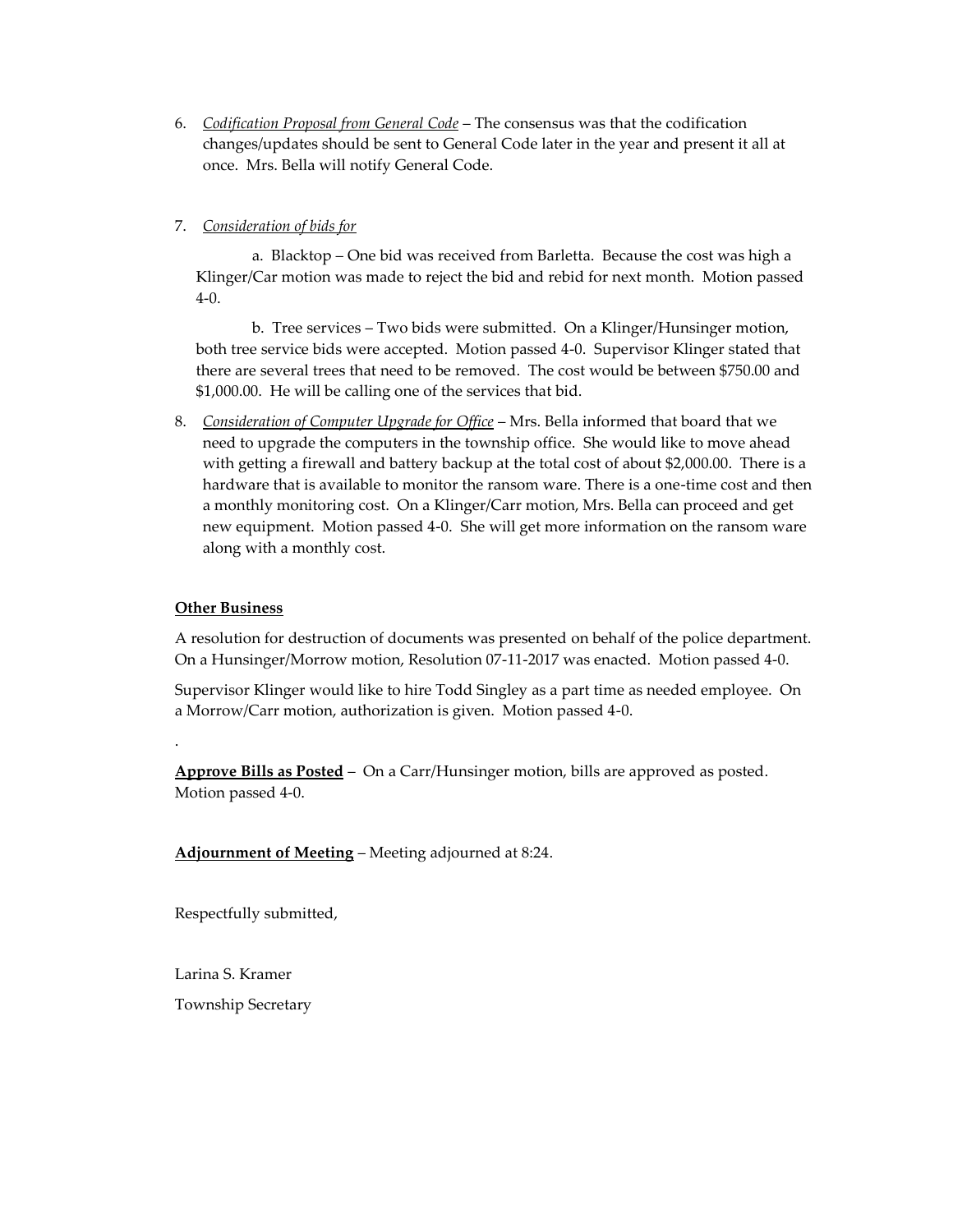6. *Codification Proposal from General Code* – The consensus was that the codification changes/updates should be sent to General Code later in the year and present it all at once. Mrs. Bella will notify General Code.

7. *Consideration of bids for*

   a. Blacktop – One bid was received from Barletta. Because the cost was high a Klinger/Car motion was made to reject the bid and rebid for next month. Motion passed 4-0.

   b. Tree services – Two bids were submitted. On a Klinger/Hunsinger motion, both tree service bids were accepted. Motion passed 4-0. Supervisor Klinger stated that there are several trees that need to be removed. The cost would be between $750.00 and $1,000.00. He will be calling one of the services that bid.

8. *Consideration of Computer Upgrade for Office* – Mrs. Bella informed that board that we need to upgrade the computers in the township office. She would like to move ahead with getting a firewall and battery backup at the total cost of about $2,000.00. There is a hardware that is available to monitor the ransom ware. There is a one-time cost and then a monthly monitoring cost. On a Klinger/Carr motion, Mrs. Bella can proceed and get new equipment. Motion passed 4-0. She will get more information on the ransom ware along with a monthly cost.

**Other Business**

A resolution for destruction of documents was presented on behalf of the police department. On a Hunsinger/Morrow motion, Resolution 07-11-2017 was enacted. Motion passed 4-0.

Supervisor Klinger would like to hire Todd Singley as a part time as needed employee. On a Morrow/Carr motion, authorization is given. Motion passed 4-0.

.

**Approve Bills as Posted** – On a Carr/Hunsinger motion, bills are approved as posted. Motion passed 4-0.

**Adjournment of Meeting** – Meeting adjourned at 8:24.

Respectfully submitted,

Larina S. Kramer

Township Secretary